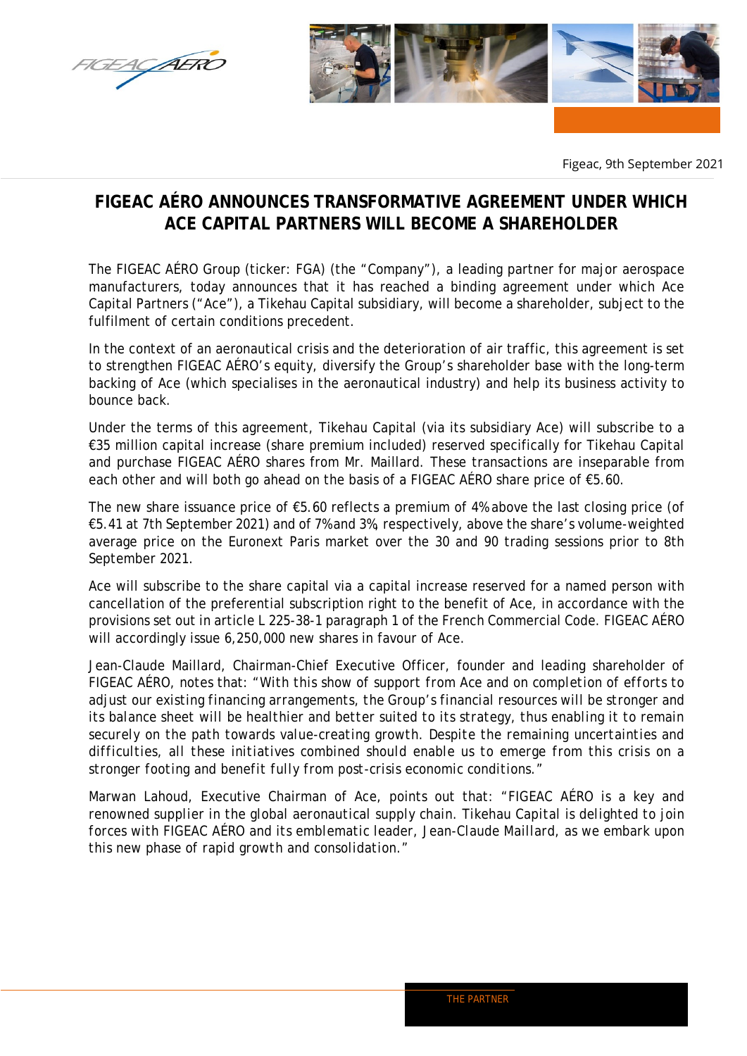Figeac, 9th September 2021

# FIGEAC AÉRO ANNOUNCES TRANSFORMATIVE AGREEMENT UNDER WHICH ACE CAPITAL PARTNERS WILL BECOME A SHAREHOLDER

The FIGEAC AÉRO Group (ticker: FGA) (the "Company"), a leading partner for major aerospace manufacturers, today announces that it has reached a binding agreement under which Ace Capital Partners ("Ace"), a Tikehau Capital subsidiary, will become a shareholder, subject to the fulfilment of certain conditions precedent.

In the context of an aeronautical crisis and the deterioration of air traffic, this agreement is set to strengthen FIGEAC AÉRO's equity, diversify the Group's shareholder base with the long-term backing of Ace (which specialises in the aeronautical industry) and help its business activity to bounce back.

Under the terms of this agreement, Tikehau Capital (via its subsidiary Ace) will subscribe to a €35 million capital increase (share premium included) reserved specifically for Tikehau Capital and purchase FIGEAC AÉRO shares from Mr. Maillard. These transactions are inseparable from each other and will both go ahead on the basis of a FIGEAC AÉRO share price of €5.60.

The new share issuance price of €5.60 reflects a premium of 4% above the last closing price (of €5.41 at 7th September 2021) and of 7% and 3%, respectively, above the share's volume-weighted average price on the Euronext Paris market over the 30 and 90 trading sessions prior to 8th September 2021.

Ace will subscribe to the share capital via a capital increase reserved for a named person with cancellation of the preferential subscription right to the benefit of Ace, in accordance with the provisions set out in article L 225-38-1 paragraph 1 of the French Commercial Code. FIGEAC AÉRO will accordingly issue 6,250,000 new shares in favour of Ace.

Jean-Claude Maillard, Chairman-Chief Executive Officer, founder and leading shareholder of FIGEAC AÉRO, notes that: "*With this show of support from Ace and on completion of efforts to adjust our existing financing arrangements, the Group's financial resources will be stronger and its balance sheet will be healthier and better suited to its strategy, thus enabling it to remain securely on the path towards value-creating growth. Despite the remaining uncertainties and difficulties, all these initiatives combined should enable us to emerge from this crisis on a stronger footing and benefit fully from post-crisis economic conditions.*"

Marwan Lahoud, Executive Chairman of Ace, points out that: "*FIGEAC AÉRO is a key and renowned supplier in the global aeronautical supply chain. Tikehau Capital is delighted to join forces with FIGEAC AÉRO and its emblematic leader, Jean-Claude Maillard, as we embark upon this new phase of rapid growth and consolidation.*"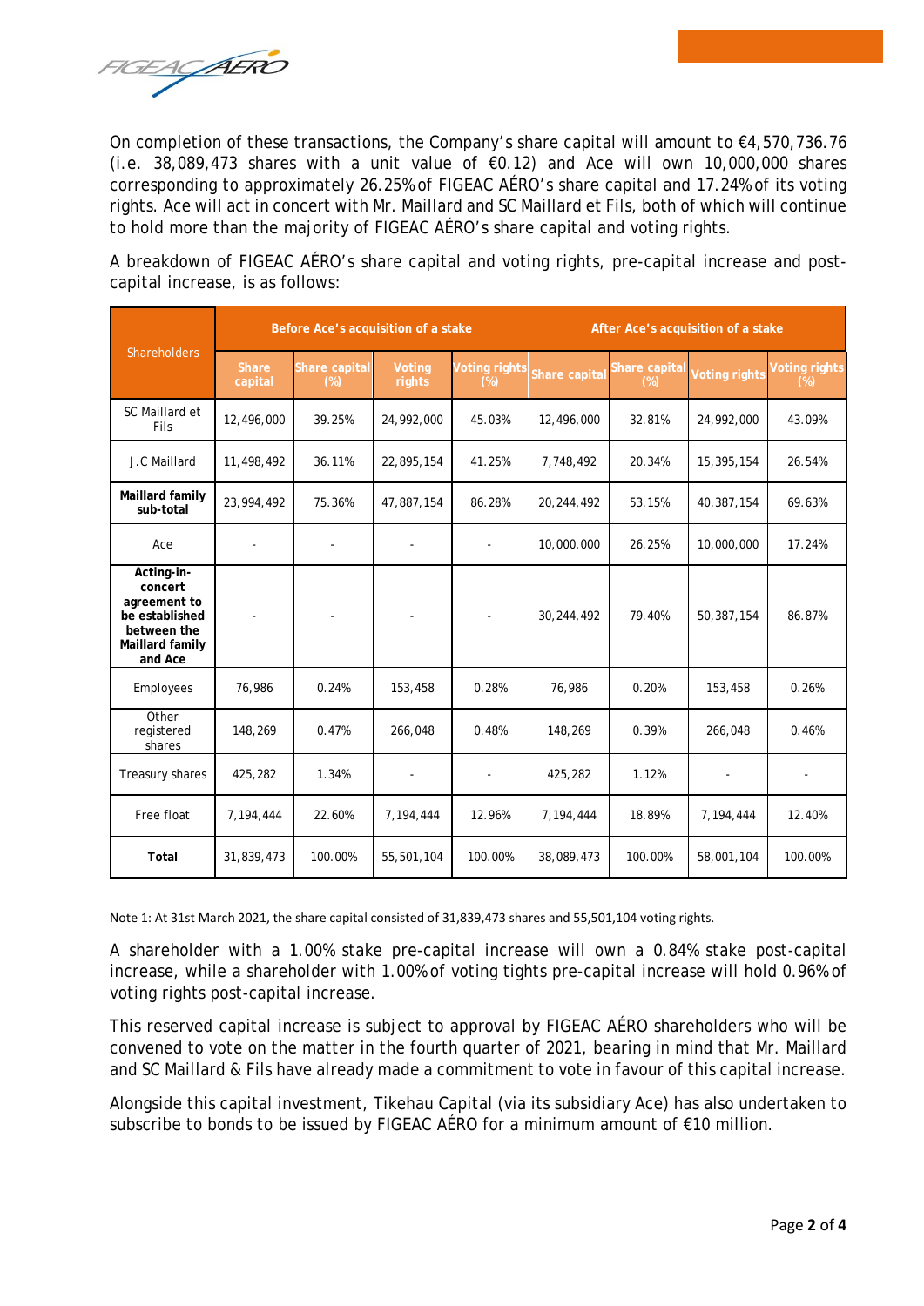On completion of these transactions, the Company's share capital will amount to €4,570,736.76 (i.e. 38,089,473 shares with a unit value of €0.12) and Ace will own 10,000,000 shares corresponding to approximately 26.25% of FIGEAC AÉRO's share capital and 17.24% of its voting rights. Ace will act in concert with Mr. Maillard and SC Maillard et Fils, both of which will continue to hold more than the majority of FIGEAC AÉRO's share capital and voting rights.

A breakdown of FIGEAC AÉRO's share capital and voting rights, pre-capital increase and post-capital increase, is as follows:

| Shareholders | Before Ace's acquisition of a stake | | | | After Ace's acquisition of a stake | | | |
|---|---|---|---|---|---|---|---|---|
| | Share capital | Share capital (%) | Voting rights | Voting rights (%) | Share capital | Share capital (%) | Voting rights | Voting rights (%) |
| SC Maillard et Fils | 12,496,000 | 39.25% | 24,992,000 | 45.03% | 12,496,000 | 32.81% | 24,992,000 | 43.09% |
| J.C Maillard | 11,498,492 | 36.11% | 22,895,154 | 41.25% | 7,748,492 | 20.34% | 15,395,154 | 26.54% |
| **Maillard family sub-total** | 23,994,492 | 75.36% | 47,887,154 | 86.28% | 20,244,492 | 53.15% | 40,387,154 | 69.63% |
| Ace | - | - | - | - | 10,000,000 | 26.25% | 10,000,000 | 17.24% |
| **Acting-in-concert agreement to be established between the Maillard family and Ace** | - | - | - | - | 30,244,492 | 79.40% | 50,387,154 | 86.87% |
| Employees | 76,986 | 0.24% | 153,458 | 0.28% | 76,986 | 0.20% | 153,458 | 0.26% |
| Other registered shares | 148,269 | 0.47% | 266,048 | 0.48% | 148,269 | 0.39% | 266,048 | 0.46% |
| Treasury shares | 425,282 | 1.34% | - | - | 425,282 | 1.12% | - | - |
| Free float | 7,194,444 | 22.60% | 7,194,444 | 12.96% | 7,194,444 | 18.89% | 7,194,444 | 12.40% |
| **Total** | 31,839,473 | 100.00% | 55,501,104 | 100.00% | 38,089,473 | 100.00% | 58,001,104 | 100.00% |

Note 1: At 31st March 2021, the share capital consisted of 31,839,473 shares and 55,501,104 voting rights.

A shareholder with a 1.00% stake pre-capital increase will own a 0.84% stake post-capital increase, while a shareholder with 1.00% of voting tights pre-capital increase will hold 0.96% of voting rights post-capital increase.

This reserved capital increase is subject to approval by FIGEAC AÉRO shareholders who will be convened to vote on the matter in the fourth quarter of 2021, bearing in mind that Mr. Maillard and SC Maillard & Fils have already made a commitment to vote in favour of this capital increase.

Alongside this capital investment, Tikehau Capital (via its subsidiary Ace) has also undertaken to subscribe to bonds to be issued by FIGEAC AÉRO for a minimum amount of €10 million.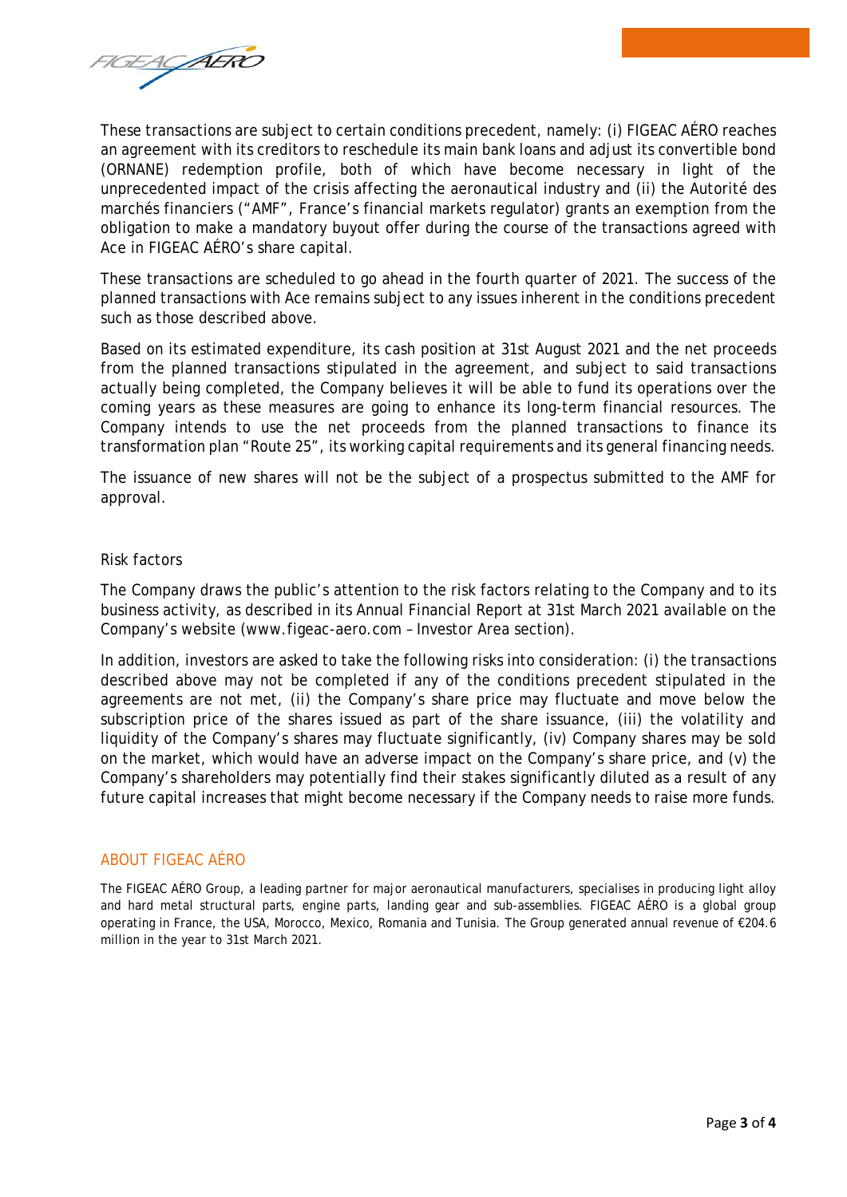These transactions are subject to certain conditions precedent, namely: (i) FIGEAC AÉRO reaches an agreement with its creditors to reschedule its main bank loans and adjust its convertible bond (ORNANE) redemption profile, both of which have become necessary in light of the unprecedented impact of the crisis affecting the aeronautical industry and (ii) the Autorité des marchés financiers ("AMF", France's financial markets regulator) grants an exemption from the obligation to make a mandatory buyout offer during the course of the transactions agreed with Ace in FIGEAC AÉRO's share capital.

These transactions are scheduled to go ahead in the fourth quarter of 2021. The success of the planned transactions with Ace remains subject to any issues inherent in the conditions precedent such as those described above.

Based on its estimated expenditure, its cash position at 31st August 2021 and the net proceeds from the planned transactions stipulated in the agreement, and subject to said transactions actually being completed, the Company believes it will be able to fund its operations over the coming years as these measures are going to enhance its long-term financial resources. The Company intends to use the net proceeds from the planned transactions to finance its transformation plan "Route 25", its working capital requirements and its general financing needs.

The issuance of new shares will not be the subject of a prospectus submitted to the AMF for approval.

Risk factors

The Company draws the public's attention to the risk factors relating to the Company and to its business activity, as described in its Annual Financial Report at 31st March 2021 available on the Company's website (www.figeac-aero.com – Investor Area section).

In addition, investors are asked to take the following risks into consideration: (i) the transactions described above may not be completed if any of the conditions precedent stipulated in the agreements are not met, (ii) the Company's share price may fluctuate and move below the subscription price of the shares issued as part of the share issuance, (iii) the volatility and liquidity of the Company's shares may fluctuate significantly, (iv) Company shares may be sold on the market, which would have an adverse impact on the Company's share price, and (v) the Company's shareholders may potentially find their stakes significantly diluted as a result of any future capital increases that might become necessary if the Company needs to raise more funds.

## ABOUT FIGEAC AÉRO

The FIGEAC AÉRO Group, a leading partner for major aeronautical manufacturers, specialises in producing light alloy and hard metal structural parts, engine parts, landing gear and sub-assemblies. FIGEAC AÉRO is a global group operating in France, the USA, Morocco, Mexico, Romania and Tunisia. The Group generated annual revenue of €204.6 million in the year to 31st March 2021.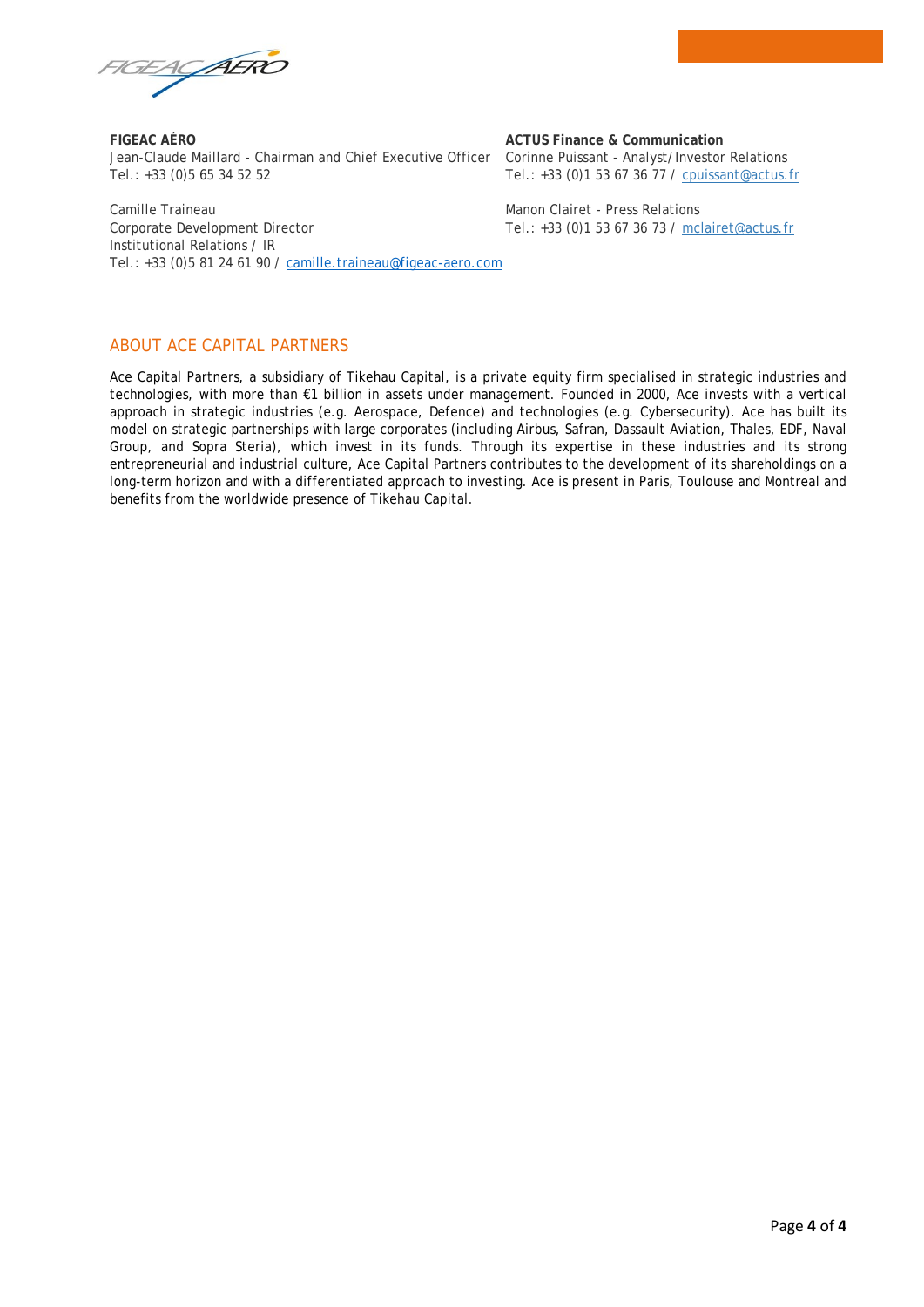**FIGEAC AÉRO**
Jean-Claude Maillard - Chairman and Chief Executive Officer
Tel.: +33 (0)5 65 34 52 52

Camille Traineau
Corporate Development Director
Institutional Relations / IR
Tel.: +33 (0)5 81 24 61 90 / camille.traineau@figeac-aero.com

**ACTUS Finance & Communication**
Corinne Puissant - Analyst/Investor Relations
Tel.: +33 (0)1 53 67 36 77 / cpuissant@actus.fr

Manon Clairet - Press Relations
Tel.: +33 (0)1 53 67 36 73 / mclairet@actus.fr

## ABOUT ACE CAPITAL PARTNERS

Ace Capital Partners, a subsidiary of Tikehau Capital, is a private equity firm specialised in strategic industries and technologies, with more than €1 billion in assets under management. Founded in 2000, Ace invests with a vertical approach in strategic industries (e.g. Aerospace, Defence) and technologies (e.g. Cybersecurity). Ace has built its model on strategic partnerships with large corporates (including Airbus, Safran, Dassault Aviation, Thales, EDF, Naval Group, and Sopra Steria), which invest in its funds. Through its expertise in these industries and its strong entrepreneurial and industrial culture, Ace Capital Partners contributes to the development of its shareholdings on a long-term horizon and with a differentiated approach to investing. Ace is present in Paris, Toulouse and Montreal and benefits from the worldwide presence of Tikehau Capital.